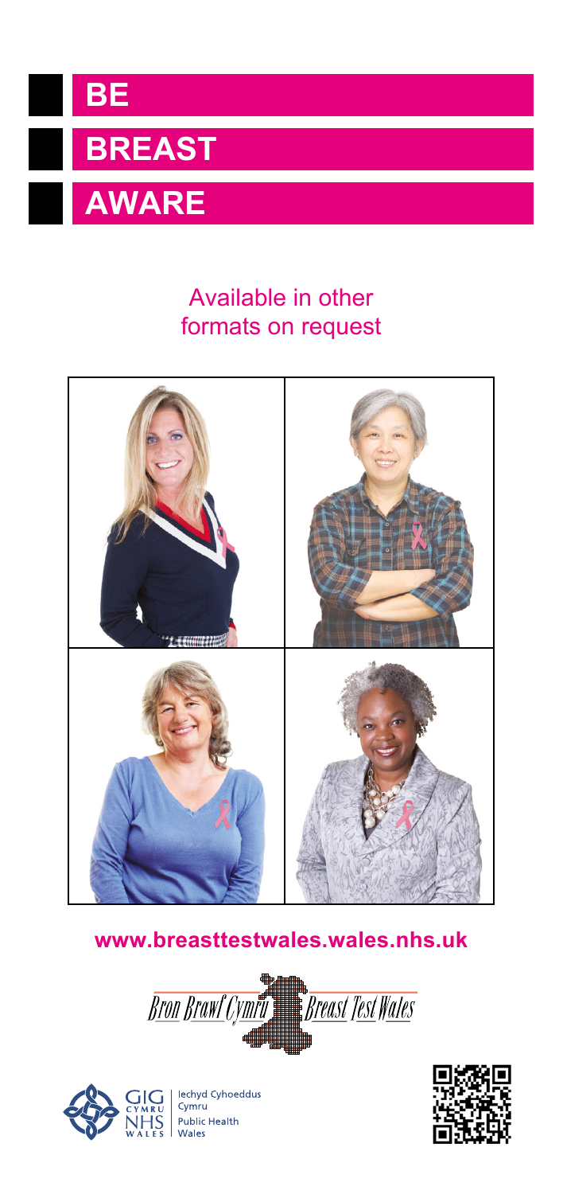# BE BREAST AWARE

Available in other formats on request

**www.breasttestwales.wales.nhs.uk**

Bron Brawf Cymru | Breast Test Wales

GIG CYMRU NHS WALES | Iechyd Cyhoeddus Cymru | Public Health Wales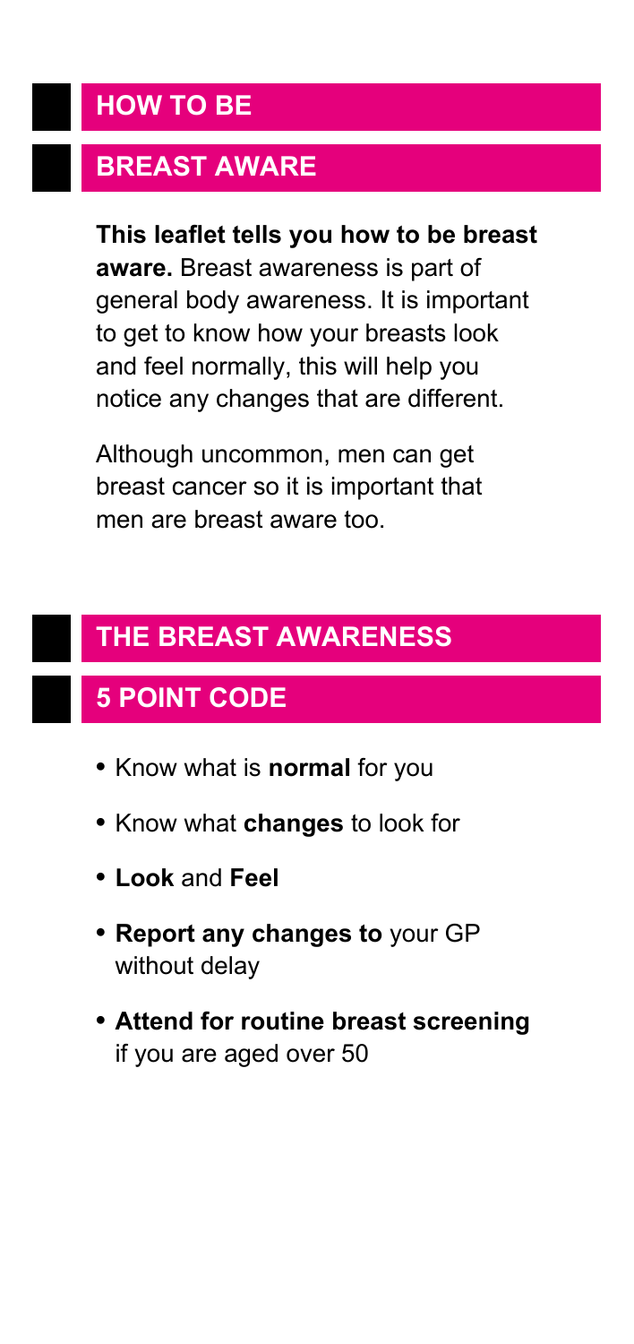## HOW TO BE BREAST AWARE

**This leaflet tells you how to be breast aware.** Breast awareness is part of general body awareness. It is important to get to know how your breasts look and feel normally, this will help you notice any changes that are different.

Although uncommon, men can get breast cancer so it is important that men are breast aware too.

## THE BREAST AWARENESS 5 POINT CODE

- Know what is **normal** for you
- Know what **changes** to look for
- **Look** and **Feel**
- **Report any changes to** your GP without delay
- **Attend for routine breast screening** if you are aged over 50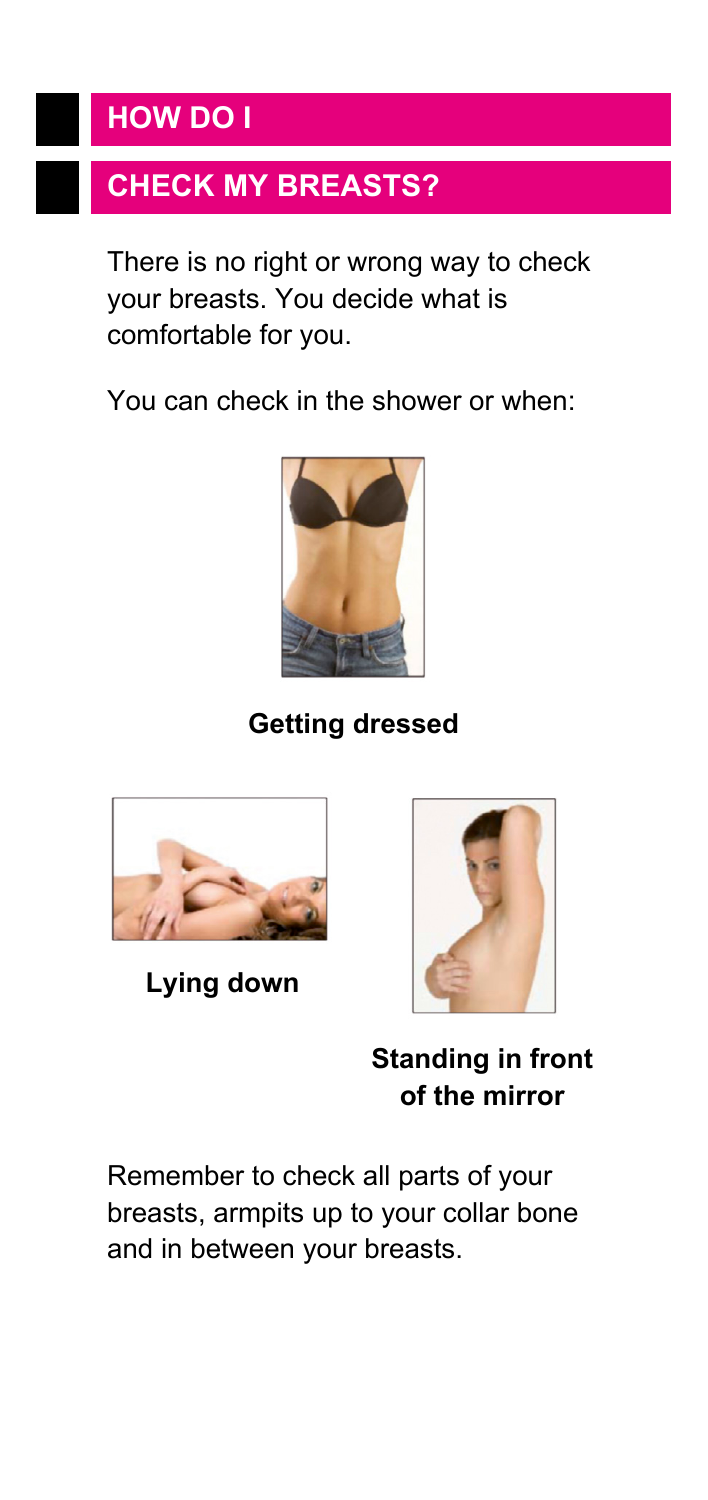## HOW DO I

## CHECK MY BREASTS?

There is no right or wrong way to check your breasts. You decide what is comfortable for you.

You can check in the shower or when:

**Getting dressed**

**Lying down**

**Standing in front of the mirror**

Remember to check all parts of your breasts, armpits up to your collar bone and in between your breasts.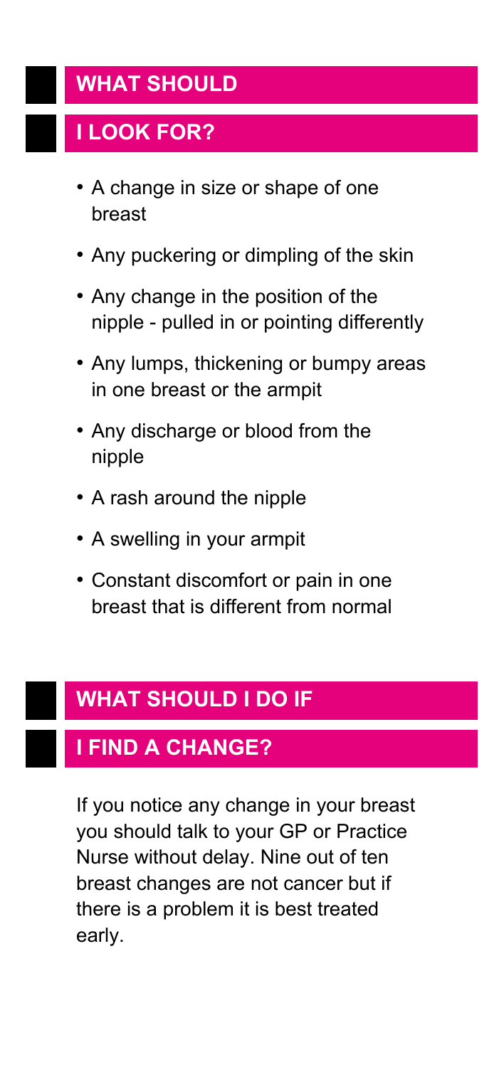## WHAT SHOULD I LOOK FOR?

- A change in size or shape of one breast
- Any puckering or dimpling of the skin
- Any change in the position of the nipple - pulled in or pointing differently
- Any lumps, thickening or bumpy areas in one breast or the armpit
- Any discharge or blood from the nipple
- A rash around the nipple
- A swelling in your armpit
- Constant discomfort or pain in one breast that is different from normal

## WHAT SHOULD I DO IF I FIND A CHANGE?

If you notice any change in your breast you should talk to your GP or Practice Nurse without delay. Nine out of ten breast changes are not cancer but if there is a problem it is best treated early.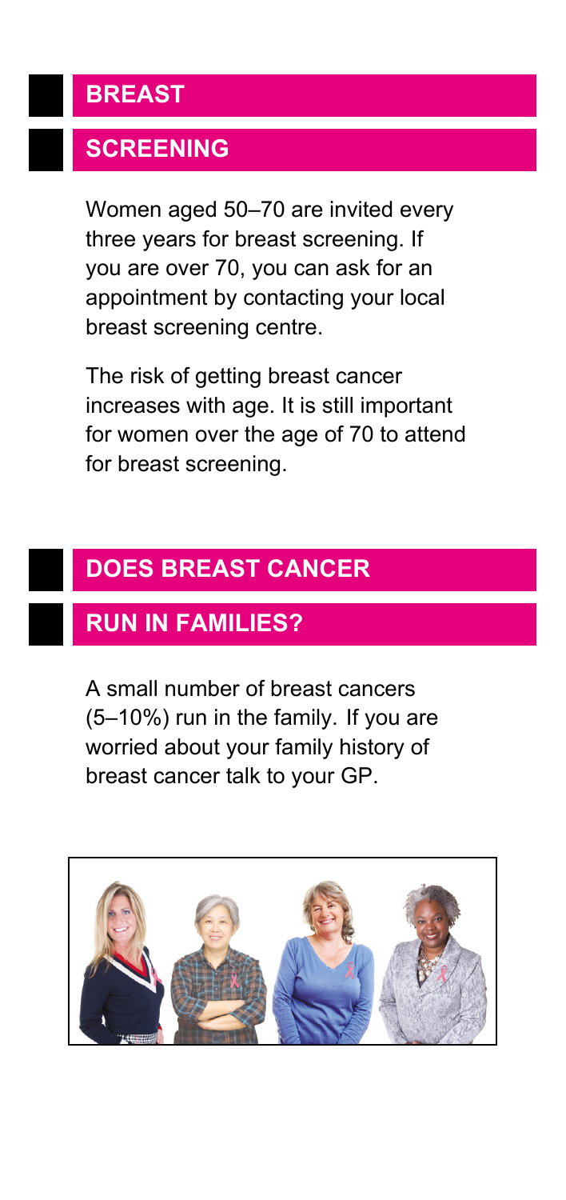## BREAST SCREENING

Women aged 50–70 are invited every three years for breast screening. If you are over 70, you can ask for an appointment by contacting your local breast screening centre.

The risk of getting breast cancer increases with age. It is still important for women over the age of 70 to attend for breast screening.

## DOES BREAST CANCER RUN IN FAMILIES?

A small number of breast cancers (5–10%) run in the family. If you are worried about your family history of breast cancer talk to your GP.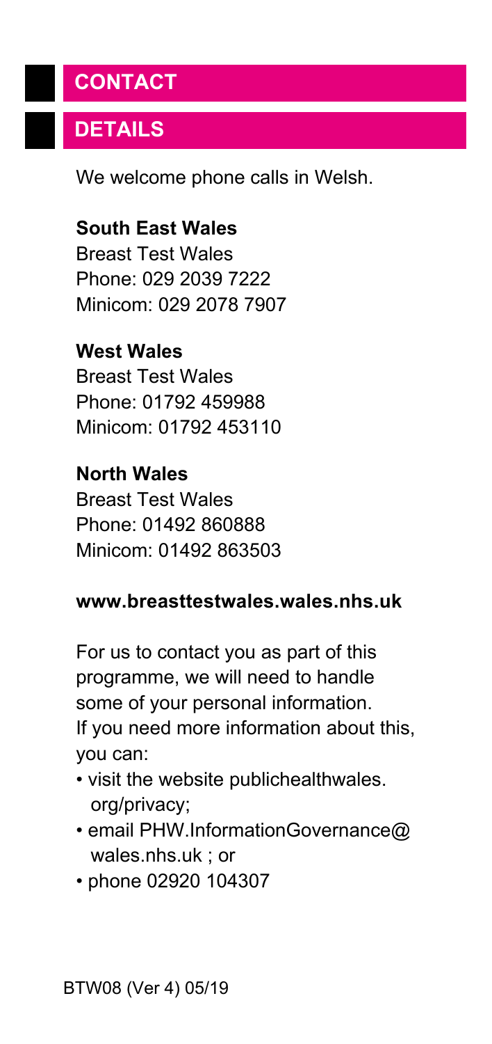# CONTACT

# DETAILS

We welcome phone calls in Welsh.

**South East Wales**
Breast Test Wales
Phone: 029 2039 7222
Minicom: 029 2078 7907

**West Wales**
Breast Test Wales
Phone: 01792 459988
Minicom: 01792 453110

**North Wales**
Breast Test Wales
Phone: 01492 860888
Minicom: 01492 863503

**www.breasttestwales.wales.nhs.uk**

For us to contact you as part of this programme, we will need to handle some of your personal information. If you need more information about this, you can:

- visit the website publichealthwales.org/privacy;
- email PHW.InformationGovernance@wales.nhs.uk ; or
- phone 02920 104307

BTW08 (Ver 4) 05/19